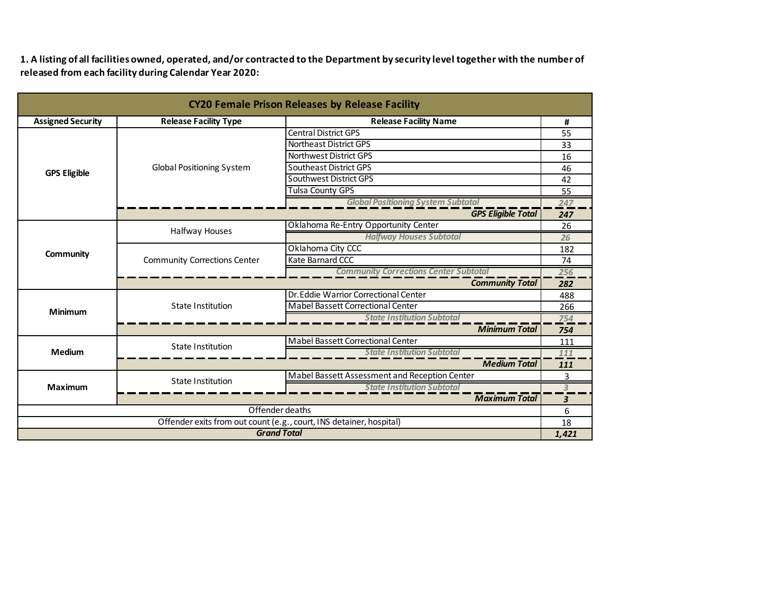**1. A listing of all facilities owned, operated, and/or contracted to the Department by security level together with the number of released from each facility during Calendar Year 2020:**

| CY20 Female Prison Releases by Release Facility | | | |
|---|---|---|---|
| **Assigned Security** | **Release Facility Type** | **Release Facility Name** | **#** |
| **GPS Eligible** | Global Positioning System | Central District GPS | 55 |
| | | Northeast District GPS | 33 |
| | | Northwest District GPS | 16 |
| | | Southeast District GPS | 46 |
| | | Southwest District GPS | 42 |
| | | Tulsa County GPS | 55 |
| | | *Global Positioning System Subtotal* | *247* |
| | | ***GPS Eligible Total*** | ***247*** |
| **Community** | Halfway Houses | Oklahoma Re-Entry Opportunity Center | 26 |
| | | *Halfway Houses Subtotal* | *26* |
| | Community Corrections Center | Oklahoma City CCC | 182 |
| | | Kate Barnard CCC | 74 |
| | | *Community Corrections Center Subtotal* | *256* |
| | | ***Community Total*** | ***282*** |
| **Minimum** | State Institution | Dr.Eddie Warrior Correctional Center | 488 |
| | | Mabel Bassett Correctional Center | 266 |
| | | *State Institution Subtotal* | *754* |
| | | ***Minimum Total*** | ***754*** |
| **Medium** | State Institution | Mabel Bassett Correctional Center | 111 |
| | | *State Institution Subtotal* | *111* |
| | | ***Medium Total*** | ***111*** |
| **Maximum** | State Institution | Mabel Bassett Assessment and Reception Center | 3 |
| | | *State Institution Subtotal* | *3* |
| | | ***Maximum Total*** | ***3*** |
| Offender deaths | | | 6 |
| Offender exits from out count (e.g., court, INS detainer, hospital) | | | 18 |
| ***Grand Total*** | | | ***1,421*** |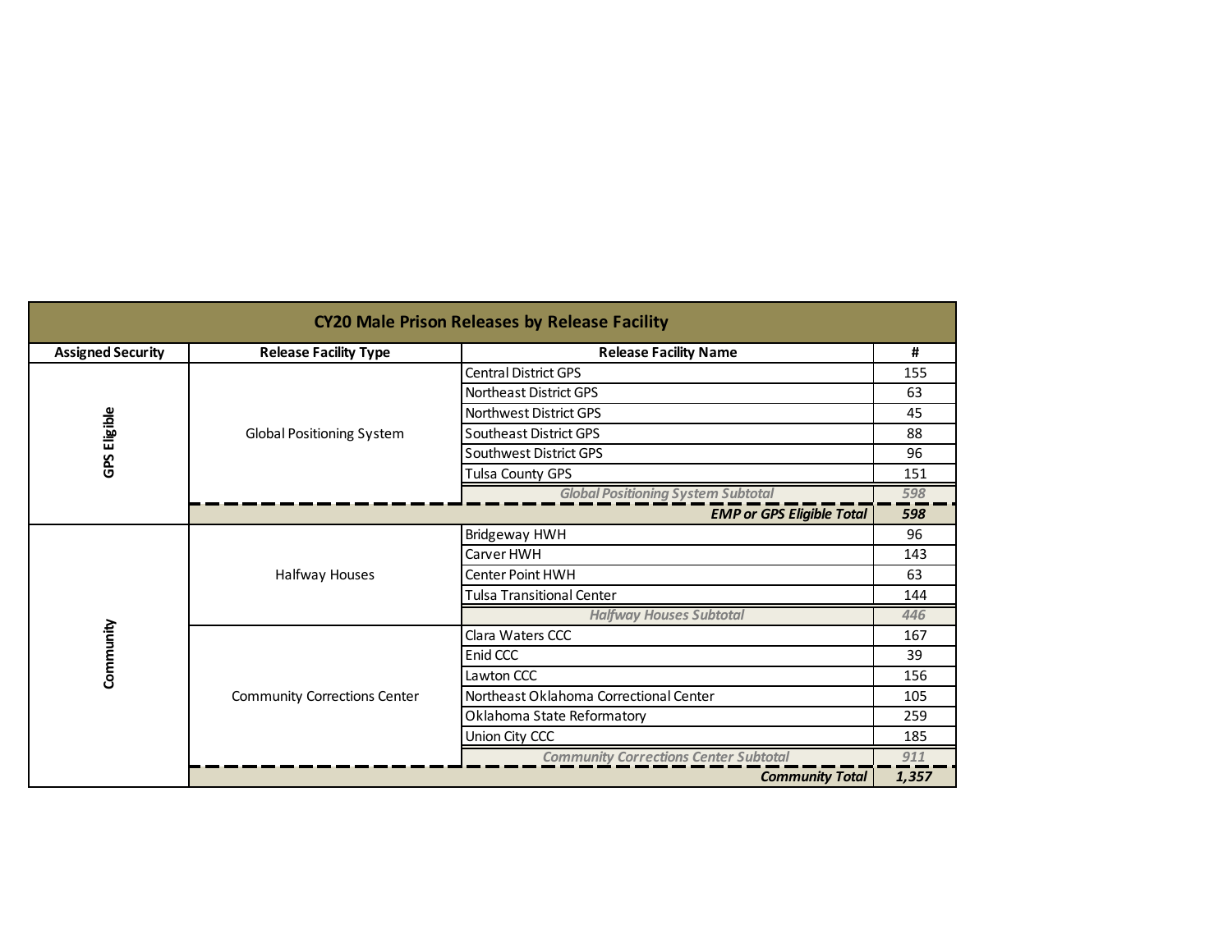| CY20 Male Prison Releases by Release Facility | | | |
|---|---|---|---|
| **Assigned Security** | **Release Facility Type** | **Release Facility Name** | **#** |
| GPS Eligible | Global Positioning System | Central District GPS | 155 |
| | | Northeast District GPS | 63 |
| | | Northwest District GPS | 45 |
| | | Southeast District GPS | 88 |
| | | Southwest District GPS | 96 |
| | | Tulsa County GPS | 151 |
| | | *Global Positioning System Subtotal* | *598* |
| | | ***EMP or GPS Eligible Total*** | ***598*** |
| Community | Halfway Houses | Bridgeway HWH | 96 |
| | | Carver HWH | 143 |
| | | Center Point HWH | 63 |
| | | Tulsa Transitional Center | 144 |
| | | *Halfway Houses Subtotal* | *446* |
| | Community Corrections Center | Clara Waters CCC | 167 |
| | | Enid CCC | 39 |
| | | Lawton CCC | 156 |
| | | Northeast Oklahoma Correctional Center | 105 |
| | | Oklahoma State Reformatory | 259 |
| | | Union City CCC | 185 |
| | | *Community Corrections Center Subtotal* | *911* |
| | | ***Community Total*** | ***1,357*** |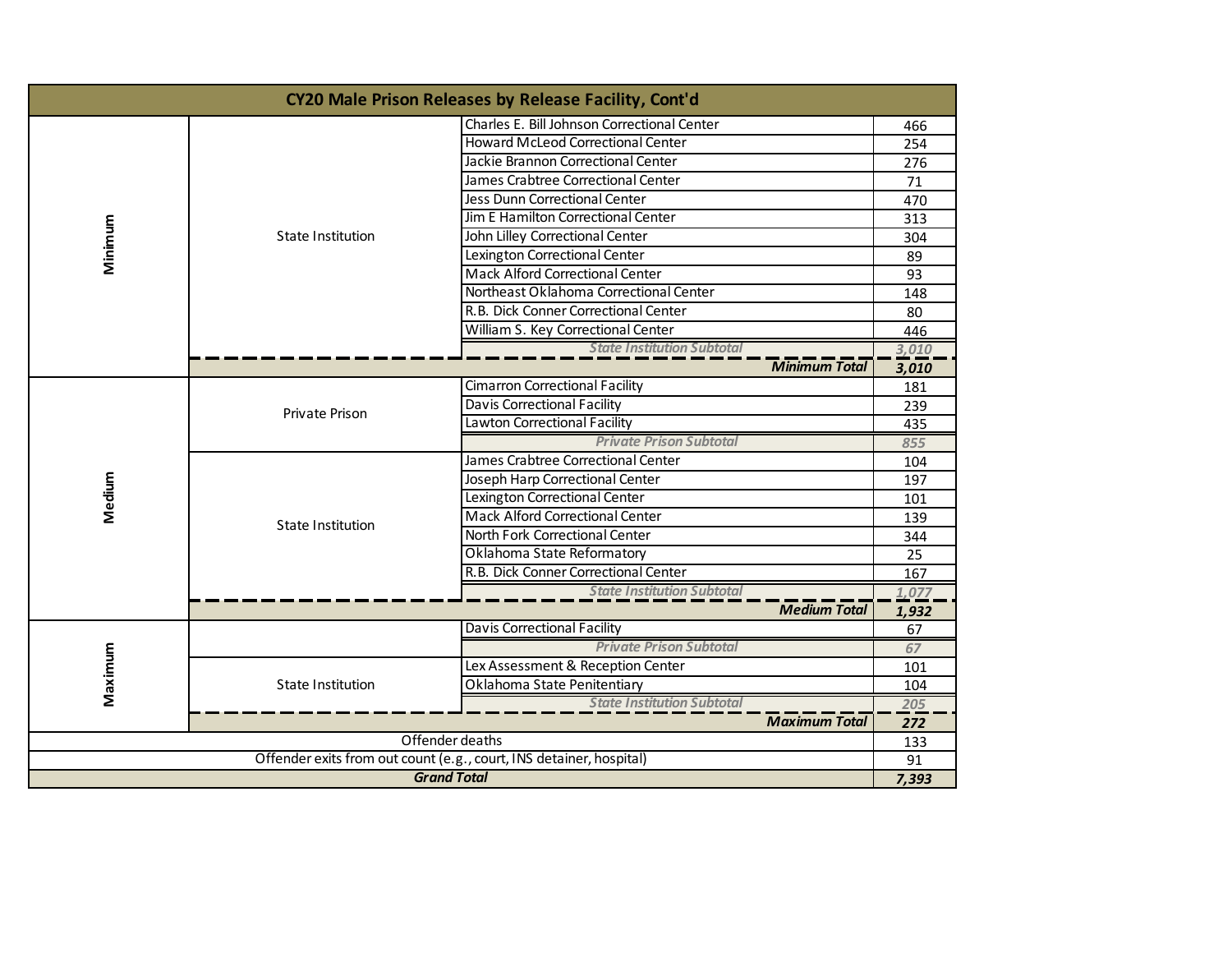| CY20 Male Prison Releases by Release Facility, Cont'd | | | |
|---|---|---|---|
| Minimum | State Institution | Charles E. Bill Johnson Correctional Center | 466 |
| | | Howard McLeod Correctional Center | 254 |
| | | Jackie Brannon Correctional Center | 276 |
| | | James Crabtree Correctional Center | 71 |
| | | Jess Dunn Correctional Center | 470 |
| | | Jim E Hamilton Correctional Center | 313 |
| | | John Lilley Correctional Center | 304 |
| | | Lexington Correctional Center | 89 |
| | | Mack Alford Correctional Center | 93 |
| | | Northeast Oklahoma Correctional Center | 148 |
| | | R.B. Dick Conner Correctional Center | 80 |
| | | William S. Key Correctional Center | 446 |
| | | *State Institution Subtotal* | *3,010* |
| | | ***Minimum Total*** | ***3,010*** |
| Medium | Private Prison | Cimarron Correctional Facility | 181 |
| | | Davis Correctional Facility | 239 |
| | | Lawton Correctional Facility | 435 |
| | | *Private Prison Subtotal* | *855* |
| | State Institution | James Crabtree Correctional Center | 104 |
| | | Joseph Harp Correctional Center | 197 |
| | | Lexington Correctional Center | 101 |
| | | Mack Alford Correctional Center | 139 |
| | | North Fork Correctional Center | 344 |
| | | Oklahoma State Reformatory | 25 |
| | | R.B. Dick Conner Correctional Center | 167 |
| | | *State Institution Subtotal* | *1,077* |
| | | ***Medium Total*** | ***1,932*** |
| Maximum | | Davis Correctional Facility | 67 |
| | | *Private Prison Subtotal* | *67* |
| | State Institution | Lex Assessment & Reception Center | 101 |
| | | Oklahoma State Penitentiary | 104 |
| | | *State Institution Subtotal* | *205* |
| | | ***Maximum Total*** | ***272*** |
| Offender deaths | | | 133 |
| Offender exits from out count (e.g., court, INS detainer, hospital) | | | 91 |
| ***Grand Total*** | | | ***7,393*** |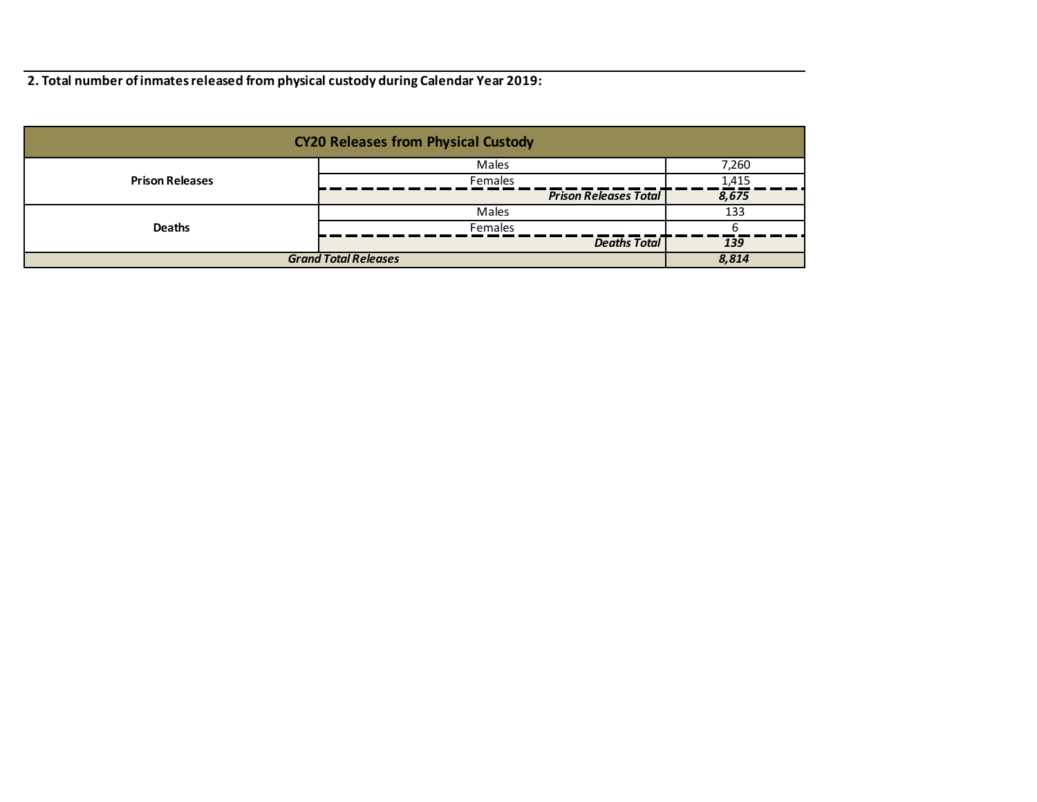**2. Total number of inmates released from physical custody during Calendar Year 2019:**

| CY20 Releases from Physical Custody | | |
|---|---|---|
| **Prison Releases** | Males | 7,260 |
| | Females | 1,415 |
| | ***Prison Releases Total*** | ***8,675*** |
| **Deaths** | Males | 133 |
| | Females | 6 |
| | ***Deaths Total*** | ***139*** |
| ***Grand Total Releases*** | | ***8,814*** |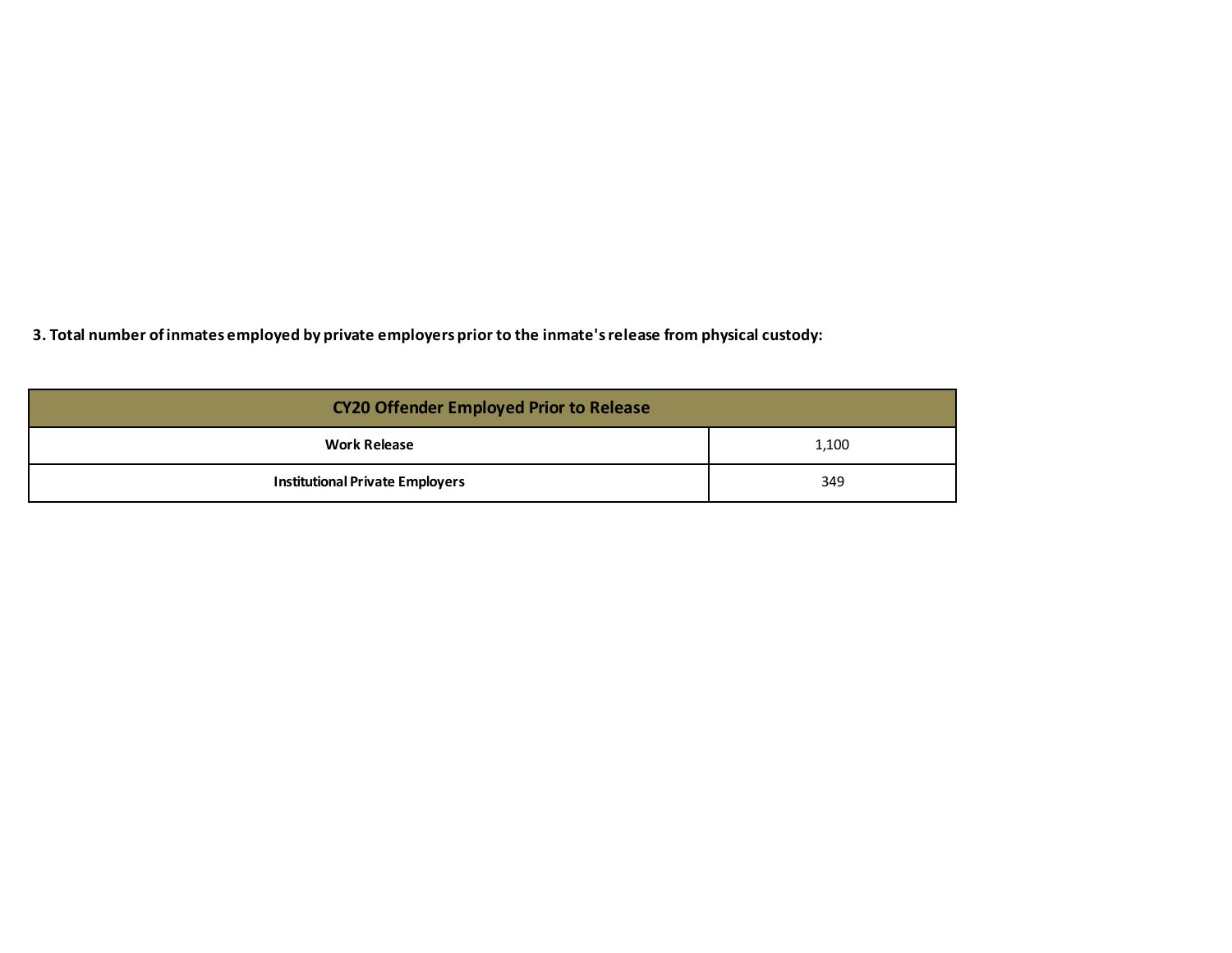**3. Total number of inmates employed by private employers prior to the inmate's release from physical custody:**

| CY20 Offender Employed Prior to Release | |
|---|---|
| **Work Release** | 1,100 |
| **Institutional Private Employers** | 349 |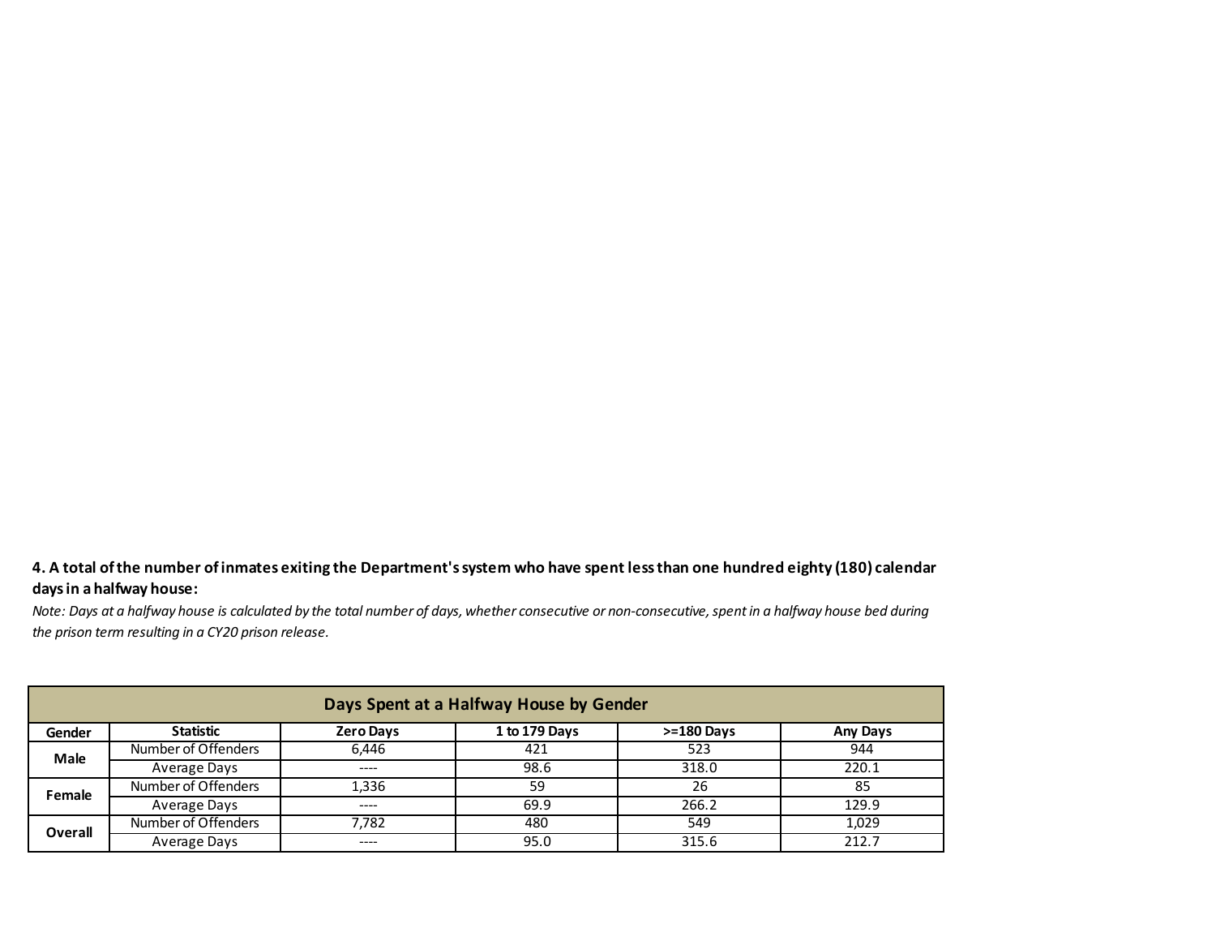**4. A total of the number of inmates exiting the Department's system who have spent less than one hundred eighty (180) calendar days in a halfway house:**

*Note: Days at a halfway house is calculated by the total number of days, whether consecutive or non-consecutive, spent in a halfway house bed during the prison term resulting in a CY20 prison release.*

| Days Spent at a Halfway House by Gender | | | | | |
|---|---|---|---|---|---|
| **Gender** | **Statistic** | **Zero Days** | **1 to 179 Days** | **>=180 Days** | **Any Days** |
| **Male** | Number of Offenders | 6,446 | 421 | 523 | 944 |
| | Average Days | ---- | 98.6 | 318.0 | 220.1 |
| **Female** | Number of Offenders | 1,336 | 59 | 26 | 85 |
| | Average Days | ---- | 69.9 | 266.2 | 129.9 |
| **Overall** | Number of Offenders | 7,782 | 480 | 549 | 1,029 |
| | Average Days | ---- | 95.0 | 315.6 | 212.7 |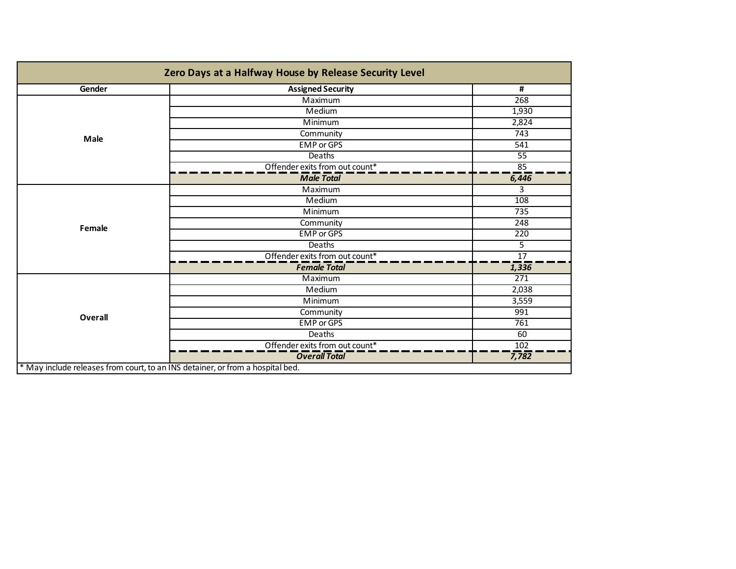## Zero Days at a Halfway House by Release Security Level

| Gender | Assigned Security | # |
|---|---|---|
| Male | Maximum | 268 |
| | Medium | 1,930 |
| | Minimum | 2,824 |
| | Community | 743 |
| | EMP or GPS | 541 |
| | Deaths | 55 |
| | Offender exits from out count* | 85 |
| | ***Male Total*** | ***6,446*** |
| Female | Maximum | 3 |
| | Medium | 108 |
| | Minimum | 735 |
| | Community | 248 |
| | EMP or GPS | 220 |
| | Deaths | 5 |
| | Offender exits from out count* | 17 |
| | ***Female Total*** | ***1,336*** |
| Overall | Maximum | 271 |
| | Medium | 2,038 |
| | Minimum | 3,559 |
| | Community | 991 |
| | EMP or GPS | 761 |
| | Deaths | 60 |
| | Offender exits from out count* | 102 |
| | ***Overall Total*** | ***7,782*** |

* May include releases from court, to an INS detainer, or from a hospital bed.